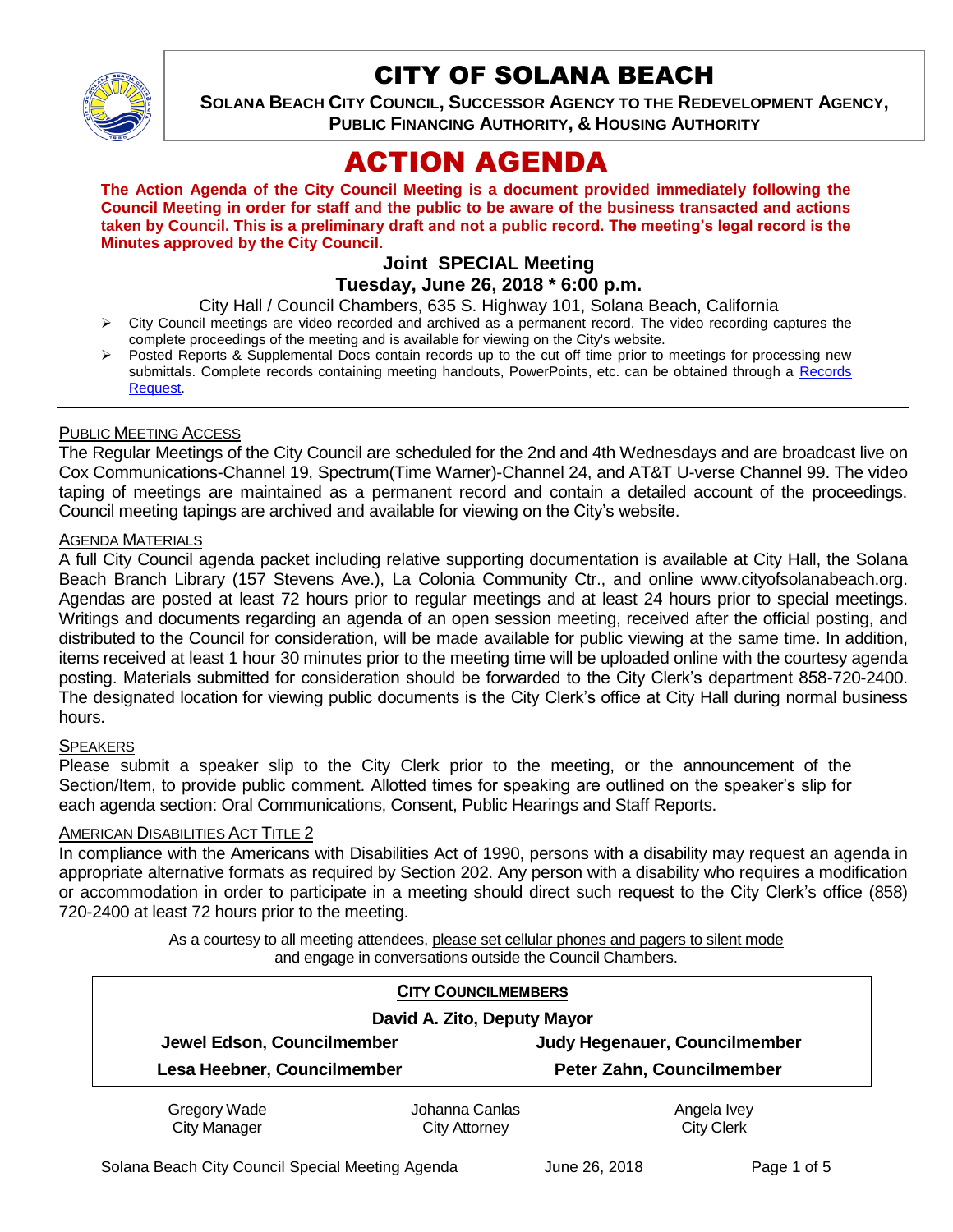# CITY OF SOLANA BEACH

**SOLANA BEACH CITY COUNCIL, SUCCESSOR AGENCY TO THE REDEVELOPMENT AGENCY, PUBLIC FINANCING AUTHORITY, & HOUSING AUTHORITY**

# ACTION AGENDA

**The Action Agenda of the City Council Meeting is a document provided immediately following the Council Meeting in order for staff and the public to be aware of the business transacted and actions taken by Council. This is a preliminary draft and not a public record. The meeting's legal record is the Minutes approved by the City Council.**

### Joint SPECIAL Meeting
### Tuesday, June 26, 2018 * 6:00 p.m.

City Hall / Council Chambers, 635 S. Highway 101, Solana Beach, California

- City Council meetings are video recorded and archived as a permanent record. The video recording captures the complete proceedings of the meeting and is available for viewing on the City's website.
- Posted Reports & Supplemental Docs contain records up to the cut off time prior to meetings for processing new submittals. Complete records containing meeting handouts, PowerPoints, etc. can be obtained through a Records Request.

---

PUBLIC MEETING ACCESS

The Regular Meetings of the City Council are scheduled for the 2nd and 4th Wednesdays and are broadcast live on Cox Communications-Channel 19, Spectrum(Time Warner)-Channel 24, and AT&T U-verse Channel 99. The video taping of meetings are maintained as a permanent record and contain a detailed account of the proceedings. Council meeting tapings are archived and available for viewing on the City's website.

AGENDA MATERIALS

A full City Council agenda packet including relative supporting documentation is available at City Hall, the Solana Beach Branch Library (157 Stevens Ave.), La Colonia Community Ctr., and online www.cityofsolanabeach.org. Agendas are posted at least 72 hours prior to regular meetings and at least 24 hours prior to special meetings. Writings and documents regarding an agenda of an open session meeting, received after the official posting, and distributed to the Council for consideration, will be made available for public viewing at the same time. In addition, items received at least 1 hour 30 minutes prior to the meeting time will be uploaded online with the courtesy agenda posting. Materials submitted for consideration should be forwarded to the City Clerk's department 858-720-2400. The designated location for viewing public documents is the City Clerk's office at City Hall during normal business hours.

SPEAKERS

Please submit a speaker slip to the City Clerk prior to the meeting, or the announcement of the Section/Item, to provide public comment. Allotted times for speaking are outlined on the speaker's slip for each agenda section: Oral Communications, Consent, Public Hearings and Staff Reports.

AMERICAN DISABILITIES ACT TITLE 2

In compliance with the Americans with Disabilities Act of 1990, persons with a disability may request an agenda in appropriate alternative formats as required by Section 202. Any person with a disability who requires a modification or accommodation in order to participate in a meeting should direct such request to the City Clerk's office (858) 720-2400 at least 72 hours prior to the meeting.

As a courtesy to all meeting attendees, please set cellular phones and pagers to silent mode and engage in conversations outside the Council Chambers.

**CITY COUNCILMEMBERS**

**David A. Zito, Deputy Mayor**

| | |
|---|---|
| **Jewel Edson, Councilmember** | **Judy Hegenauer, Councilmember** |
| **Lesa Heebner, Councilmember** | **Peter Zahn, Councilmember** |

| | | |
|---|---|---|
| Gregory Wade<br>City Manager | Johanna Canlas<br>City Attorney | Angela Ivey<br>City Clerk |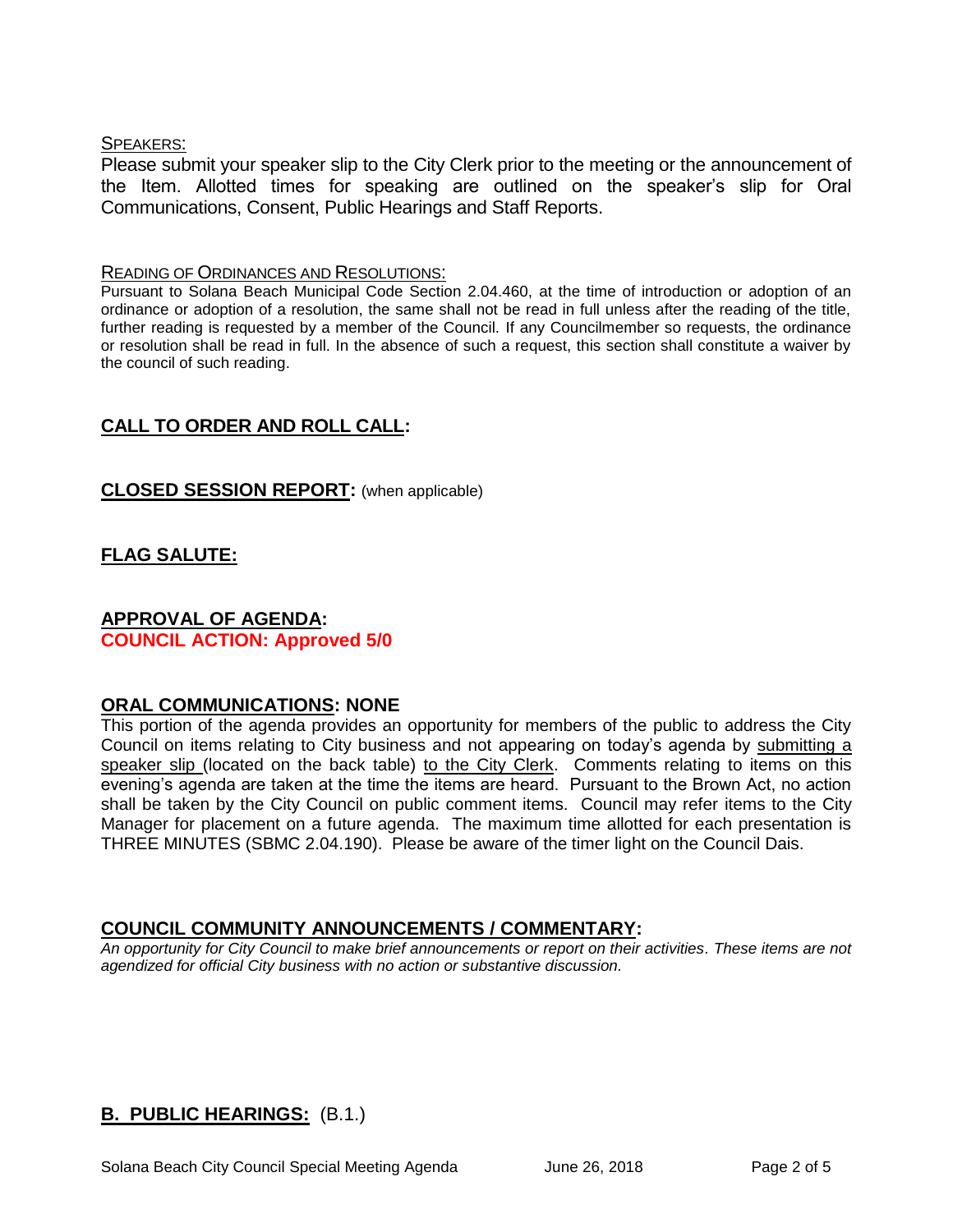SPEAKERS:

Please submit your speaker slip to the City Clerk prior to the meeting or the announcement of the Item. Allotted times for speaking are outlined on the speaker's slip for Oral Communications, Consent, Public Hearings and Staff Reports.

READING OF ORDINANCES AND RESOLUTIONS:

Pursuant to Solana Beach Municipal Code Section 2.04.460, at the time of introduction or adoption of an ordinance or adoption of a resolution, the same shall not be read in full unless after the reading of the title, further reading is requested by a member of the Council. If any Councilmember so requests, the ordinance or resolution shall be read in full. In the absence of such a request, this section shall constitute a waiver by the council of such reading.

## CALL TO ORDER AND ROLL CALL:

## CLOSED SESSION REPORT: (when applicable)

## FLAG SALUTE:

## APPROVAL OF AGENDA:

**COUNCIL ACTION: Approved 5/0**

## ORAL COMMUNICATIONS: NONE

This portion of the agenda provides an opportunity for members of the public to address the City Council on items relating to City business and not appearing on today's agenda by submitting a speaker slip (located on the back table) to the City Clerk. Comments relating to items on this evening's agenda are taken at the time the items are heard. Pursuant to the Brown Act, no action shall be taken by the City Council on public comment items. Council may refer items to the City Manager for placement on a future agenda. The maximum time allotted for each presentation is THREE MINUTES (SBMC 2.04.190). Please be aware of the timer light on the Council Dais.

## COUNCIL COMMUNITY ANNOUNCEMENTS / COMMENTARY:

*An opportunity for City Council to make brief announcements or report on their activities. These items are not agendized for official City business with no action or substantive discussion.*

## B. PUBLIC HEARINGS: (B.1.)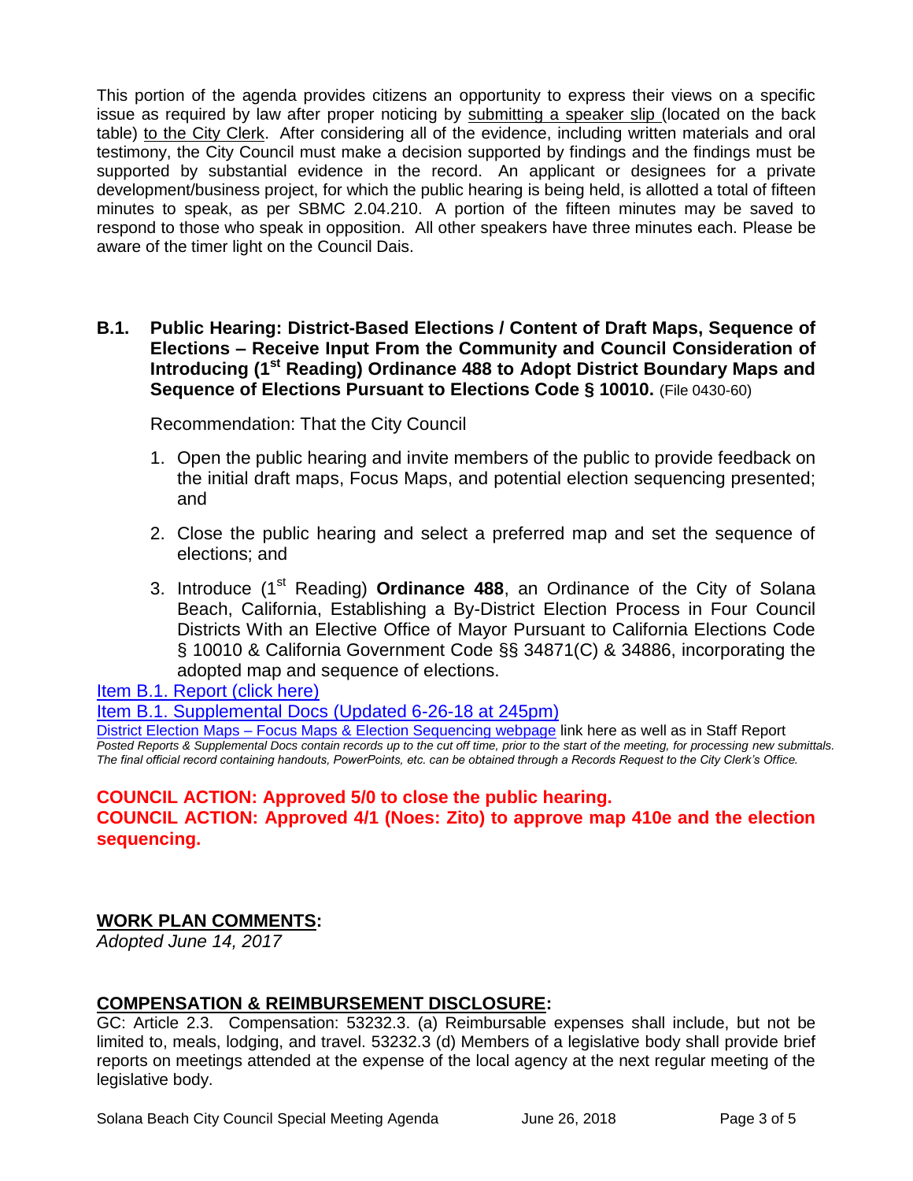This portion of the agenda provides citizens an opportunity to express their views on a specific issue as required by law after proper noticing by submitting a speaker slip (located on the back table) to the City Clerk. After considering all of the evidence, including written materials and oral testimony, the City Council must make a decision supported by findings and the findings must be supported by substantial evidence in the record. An applicant or designees for a private development/business project, for which the public hearing is being held, is allotted a total of fifteen minutes to speak, as per SBMC 2.04.210. A portion of the fifteen minutes may be saved to respond to those who speak in opposition. All other speakers have three minutes each. Please be aware of the timer light on the Council Dais.

**B.1. Public Hearing: District-Based Elections / Content of Draft Maps, Sequence of Elections – Receive Input From the Community and Council Consideration of Introducing (1st Reading) Ordinance 488 to Adopt District Boundary Maps and Sequence of Elections Pursuant to Elections Code § 10010.** (File 0430-60)

Recommendation: That the City Council

1. Open the public hearing and invite members of the public to provide feedback on the initial draft maps, Focus Maps, and potential election sequencing presented; and
2. Close the public hearing and select a preferred map and set the sequence of elections; and
3. Introduce (1st Reading) **Ordinance 488**, an Ordinance of the City of Solana Beach, California, Establishing a By-District Election Process in Four Council Districts With an Elective Office of Mayor Pursuant to California Elections Code § 10010 & California Government Code §§ 34871(C) & 34886, incorporating the adopted map and sequence of elections.

Item B.1. Report (click here)

Item B.1. Supplemental Docs (Updated 6-26-18 at 245pm)

District Election Maps – Focus Maps & Election Sequencing webpage link here as well as in Staff Report

*Posted Reports & Supplemental Docs contain records up to the cut off time, prior to the start of the meeting, for processing new submittals. The final official record containing handouts, PowerPoints, etc. can be obtained through a Records Request to the City Clerk's Office.*

**COUNCIL ACTION: Approved 5/0 to close the public hearing.**
**COUNCIL ACTION: Approved 4/1 (Noes: Zito) to approve map 410e and the election sequencing.**

## WORK PLAN COMMENTS:

*Adopted June 14, 2017*

## COMPENSATION & REIMBURSEMENT DISCLOSURE:

GC: Article 2.3. Compensation: 53232.3. (a) Reimbursable expenses shall include, but not be limited to, meals, lodging, and travel. 53232.3 (d) Members of a legislative body shall provide brief reports on meetings attended at the expense of the local agency at the next regular meeting of the legislative body.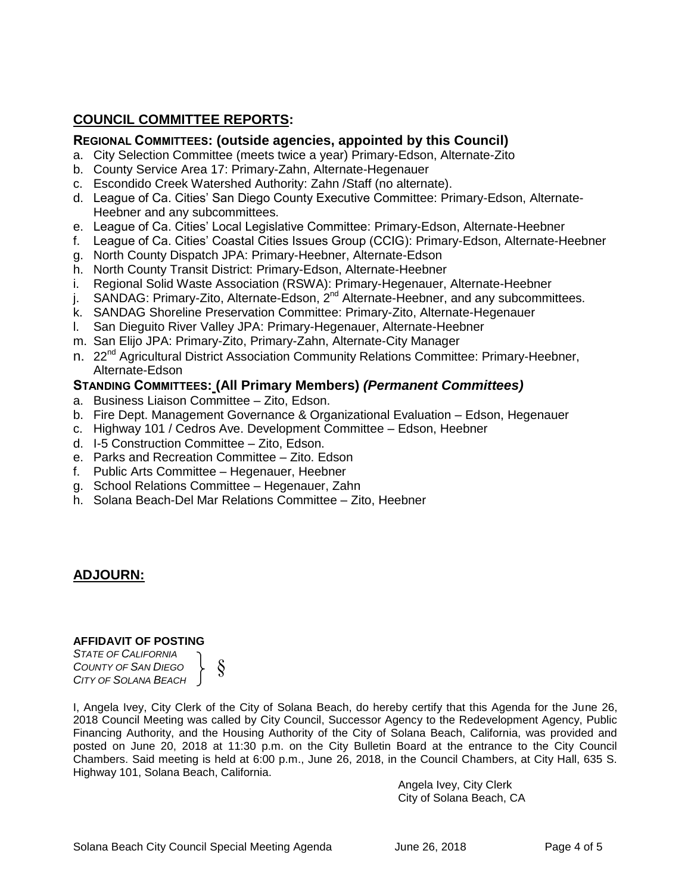## COUNCIL COMMITTEE REPORTS:

### REGIONAL COMMITTEES: (outside agencies, appointed by this Council)

a. City Selection Committee (meets twice a year) Primary-Edson, Alternate-Zito
b. County Service Area 17: Primary-Zahn, Alternate-Hegenauer
c. Escondido Creek Watershed Authority: Zahn /Staff (no alternate).
d. League of Ca. Cities' San Diego County Executive Committee: Primary-Edson, Alternate-Heebner and any subcommittees.
e. League of Ca. Cities' Local Legislative Committee: Primary-Edson, Alternate-Heebner
f. League of Ca. Cities' Coastal Cities Issues Group (CCIG): Primary-Edson, Alternate-Heebner
g. North County Dispatch JPA: Primary-Heebner, Alternate-Edson
h. North County Transit District: Primary-Edson, Alternate-Heebner
i. Regional Solid Waste Association (RSWA): Primary-Hegenauer, Alternate-Heebner
j. SANDAG: Primary-Zito, Alternate-Edson, 2nd Alternate-Heebner, and any subcommittees.
k. SANDAG Shoreline Preservation Committee: Primary-Zito, Alternate-Hegenauer
l. San Dieguito River Valley JPA: Primary-Hegenauer, Alternate-Heebner
m. San Elijo JPA: Primary-Zito, Primary-Zahn, Alternate-City Manager
n. 22nd Agricultural District Association Community Relations Committee: Primary-Heebner, Alternate-Edson

### STANDING COMMITTEES: (All Primary Members) *(Permanent Committees)*

a. Business Liaison Committee – Zito, Edson.
b. Fire Dept. Management Governance & Organizational Evaluation – Edson, Hegenauer
c. Highway 101 / Cedros Ave. Development Committee – Edson, Heebner
d. I-5 Construction Committee – Zito, Edson.
e. Parks and Recreation Committee – Zito. Edson
f. Public Arts Committee – Hegenauer, Heebner
g. School Relations Committee – Hegenauer, Zahn
h. Solana Beach-Del Mar Relations Committee – Zito, Heebner

## ADJOURN:

**AFFIDAVIT OF POSTING**

*STATE OF CALIFORNIA*
*COUNTY OF SAN DIEGO* §
*CITY OF SOLANA BEACH*

I, Angela Ivey, City Clerk of the City of Solana Beach, do hereby certify that this Agenda for the June 26, 2018 Council Meeting was called by City Council, Successor Agency to the Redevelopment Agency, Public Financing Authority, and the Housing Authority of the City of Solana Beach, California, was provided and posted on June 20, 2018 at 11:30 p.m. on the City Bulletin Board at the entrance to the City Council Chambers. Said meeting is held at 6:00 p.m., June 26, 2018, in the Council Chambers, at City Hall, 635 S. Highway 101, Solana Beach, California.

Angela Ivey, City Clerk
City of Solana Beach, CA